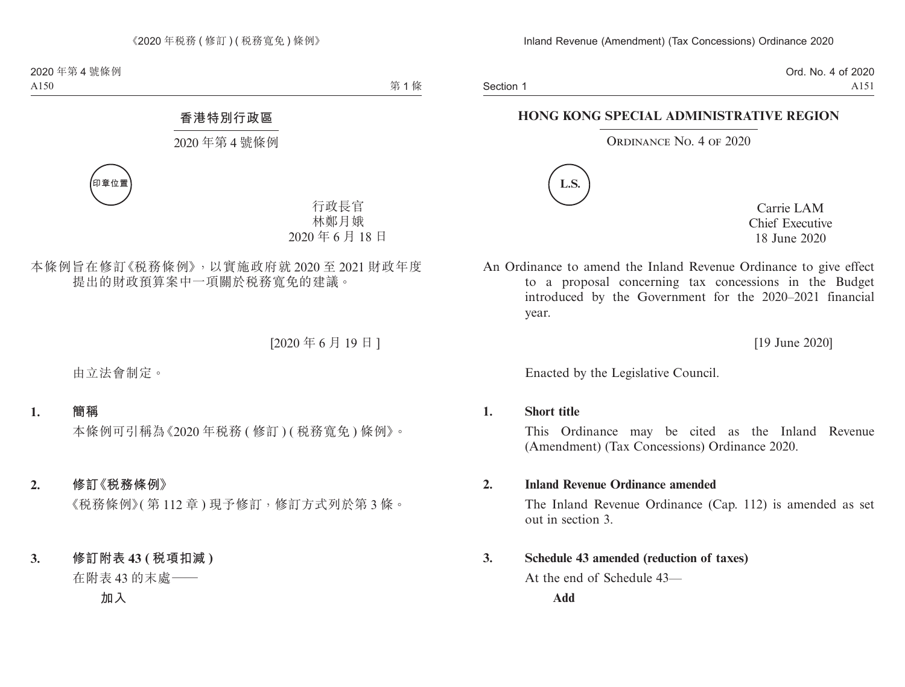## 香港特別行政區

2020 年第 4 號條例

印章位置

行政長官
林鄭月娥
2020 年 6 月 18 日

本條例旨在修訂《稅務條例》，以實施政府就 2020 至 2021 財政年度提出的財政預算案中一項關於稅務寬免的建議。

[2020 年 6 月 19 日]

由立法會制定。

**1. 簡稱**

本條例可引稱為《2020 年稅務 ( 修訂 ) ( 稅務寬免 ) 條例》。

**2. 修訂《稅務條例》**

《稅務條例》( 第 112 章 ) 現予修訂，修訂方式列於第 3 條。

**3. 修訂附表 43 ( 稅項扣減 )**

在附表 43 的末處——

**加入**

## HONG KONG SPECIAL ADMINISTRATIVE REGION

ORDINANCE NO. 4 OF 2020

L.S.

Carrie LAM
Chief Executive
18 June 2020

An Ordinance to amend the Inland Revenue Ordinance to give effect to a proposal concerning tax concessions in the Budget introduced by the Government for the 2020–2021 financial year.

[19 June 2020]

Enacted by the Legislative Council.

**1. Short title**

This Ordinance may be cited as the Inland Revenue (Amendment) (Tax Concessions) Ordinance 2020.

**2. Inland Revenue Ordinance amended**

The Inland Revenue Ordinance (Cap. 112) is amended as set out in section 3.

**3. Schedule 43 amended (reduction of taxes)**

At the end of Schedule 43—

**Add**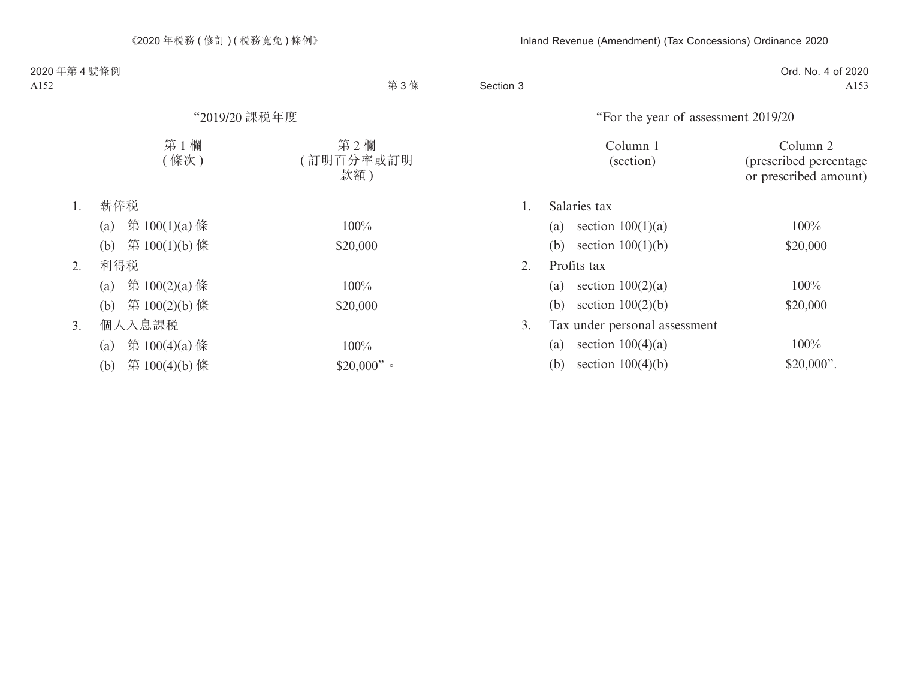“2019/20 課稅年度

| 第 1 欄<br>( 條次 ) | 第 2 欄<br>( 訂明百分率或訂明款額 ) |
|---|---|
| 1. 薪俸稅 | |
| (a) 第 100(1)(a) 條 | 100% |
| (b) 第 100(1)(b) 條 | $20,000 |
| 2. 利得稅 | |
| (a) 第 100(2)(a) 條 | 100% |
| (b) 第 100(2)(b) 條 | $20,000 |
| 3. 個人入息課稅 | |
| (a) 第 100(4)(a) 條 | 100% |
| (b) 第 100(4)(b) 條 | $20,000” 。 |

“For the year of assessment 2019/20

| Column 1<br>(section) | Column 2<br>(prescribed percentage or prescribed amount) |
|---|---|
| 1. Salaries tax | |
| (a) section 100(1)(a) | 100% |
| (b) section 100(1)(b) | $20,000 |
| 2. Profits tax | |
| (a) section 100(2)(a) | 100% |
| (b) section 100(2)(b) | $20,000 |
| 3. Tax under personal assessment | |
| (a) section 100(4)(a) | 100% |
| (b) section 100(4)(b) | $20,000”. |